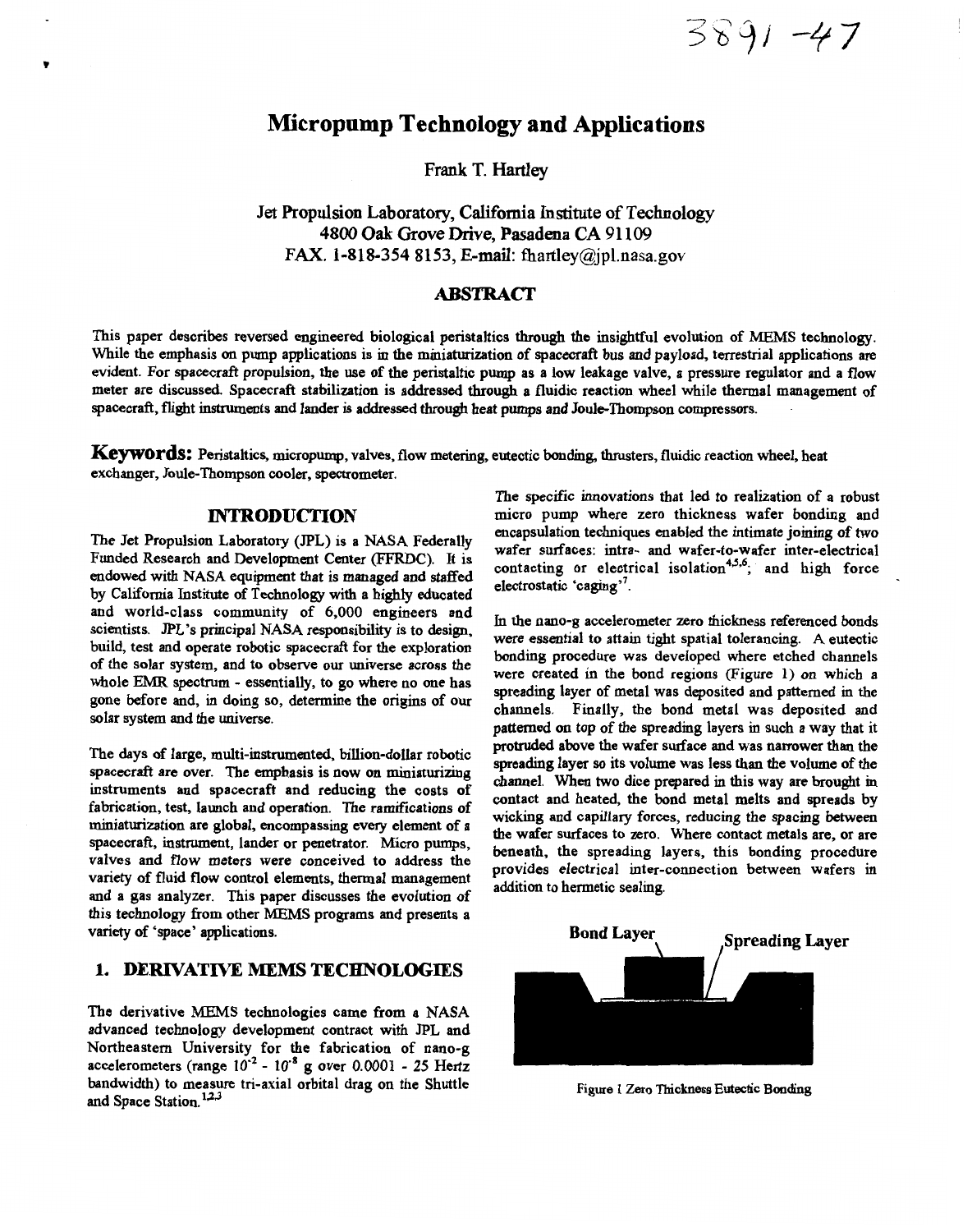3891-47

# Micropump Technology and Applications

Frank T. Hartley

Jet Propulsion Laboratory, California Institute of Technology
4800 Oak Grove Drive, Pasadena CA 91109
FAX. 1-818-354 8153, E-mail: fhartley@jpl.nasa.gov

## ABSTRACT

This paper describes reversed engineered biological peristaltics through the insightful evolution of MEMS technology. While the emphasis on pump applications is in the miniaturization of spacecraft bus and payload, terrestrial applications are evident. For spacecraft propulsion, the use of the peristaltic pump as a low leakage valve, a pressure regulator and a flow meter are discussed. Spacecraft stabilization is addressed through a fluidic reaction wheel while thermal management of spacecraft, flight instruments and lander is addressed through heat pumps and Joule-Thompson compressors.

**Keywords:** Peristaltics, micropump, valves, flow metering, eutectic bonding, thrusters, fluidic reaction wheel, heat exchanger, Joule-Thompson cooler, spectrometer.

## INTRODUCTION

The Jet Propulsion Laboratory (JPL) is a NASA Federally Funded Research and Development Center (FFRDC). It is endowed with NASA equipment that is managed and staffed by California Institute of Technology with a highly educated and world-class community of 6,000 engineers and scientists. JPL's principal NASA responsibility is to design, build, test and operate robotic spacecraft for the exploration of the solar system, and to observe our universe across the whole EMR spectrum - essentially, to go where no one has gone before and, in doing so, determine the origins of our solar system and the universe.

The days of large, multi-instrumented, billion-dollar robotic spacecraft are over. The emphasis is now on miniaturizing instruments and spacecraft and reducing the costs of fabrication, test, launch and operation. The ramifications of miniaturization are global, encompassing every element of a spacecraft, instrument, lander or penetrator. Micro pumps, valves and flow meters were conceived to address the variety of fluid flow control elements, thermal management and a gas analyzer. This paper discusses the evolution of this technology from other MEMS programs and presents a variety of 'space' applications.

## 1. DERIVATIVE MEMS TECHNOLOGIES

The derivative MEMS technologies came from a NASA advanced technology development contract with JPL and Northeastern University for the fabrication of nano-g accelerometers (range $10^{-2}$ - $10^{-8}$ g over 0.0001 - 25 Hertz bandwidth) to measure tri-axial orbital drag on the Shuttle and Space Station.[1,2,3]

The specific innovations that led to realization of a robust micro pump where zero thickness wafer bonding and encapsulation techniques enabled the intimate joining of two wafer surfaces: intra- and wafer-to-wafer inter-electrical contacting or electrical isolation[4,5,6]; and high force electrostatic 'caging'[7].

In the nano-g accelerometer zero thickness referenced bonds were essential to attain tight spatial tolerancing. A eutectic bonding procedure was developed where etched channels were created in the bond regions (Figure 1) on which a spreading layer of metal was deposited and patterned in the channels. Finally, the bond metal was deposited and patterned on top of the spreading layers in such a way that it protruded above the wafer surface and was narrower than the spreading layer so its volume was less than the volume of the channel. When two dice prepared in this way are brought in contact and heated, the bond metal melts and spreads by wicking and capillary forces, reducing the spacing between the wafer surfaces to zero. Where contact metals are, or are beneath, the spreading layers, this bonding procedure provides electrical inter-connection between wafers in addition to hermetic sealing.

Bond Layer — Spreading Layer

Figure 1 Zero Thickness Eutectic Bonding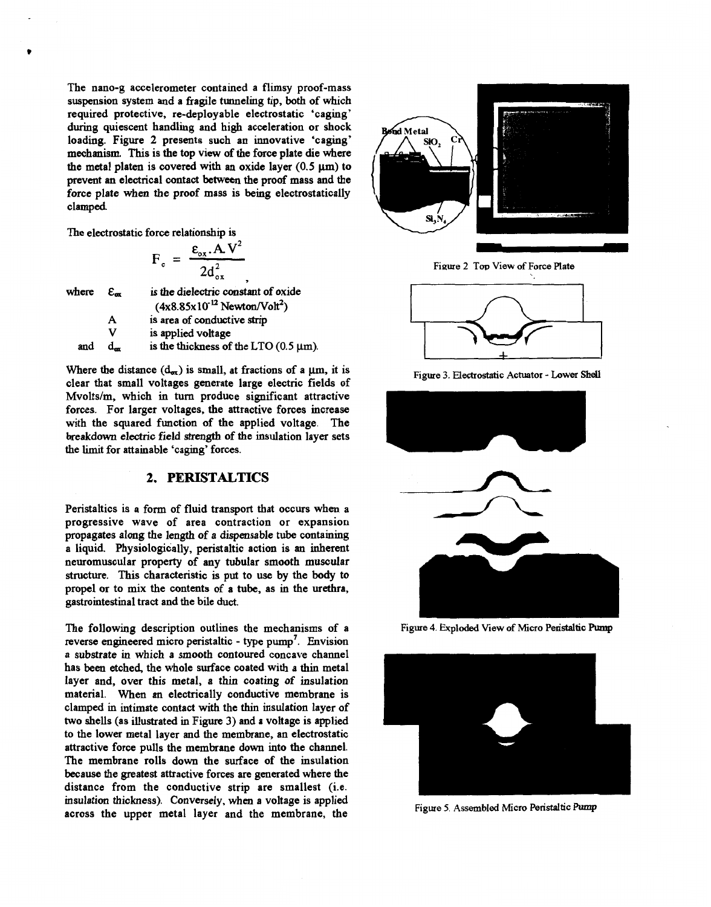The nano-g accelerometer contained a flimsy proof-mass suspension system and a fragile tunneling tip, both of which required protective, re-deployable electrostatic 'caging' during quiescent handling and high acceleration or shock loading. Figure 2 presents such an innovative 'caging' mechanism. This is the top view of the force plate die where the metal platen is covered with an oxide layer (0.5 μm) to prevent an electrical contact between the proof mass and the force plate when the proof mass is being electrostatically clamped.

The electrostatic force relationship is

$$F_c = \frac{\varepsilon_{ox} \cdot A \cdot V^2}{2d_{ox}^2},$$

where $\varepsilon_{ox}$ is the dielectric constant of oxide ($4 \times 8.85 \times 10^{-12}$ Newton/Volt$^2$)
$A$ is area of conductive strip
$V$ is applied voltage
and $d_{ox}$ is the thickness of the LTO (0.5 μm).

Where the distance ($d_{ox}$) is small, at fractions of a μm, it is clear that small voltages generate large electric fields of Mvolts/m, which in turn produce significant attractive forces. For larger voltages, the attractive forces increase with the squared function of the applied voltage. The breakdown electric field strength of the insulation layer sets the limit for attainable 'caging' forces.

Figure 2 Top View of Force Plate

Figure 3. Electrostatic Actuator - Lower Shell

## 2. PERISTALTICS

Peristaltics is a form of fluid transport that occurs when a progressive wave of area contraction or expansion propagates along the length of a dispensable tube containing a liquid. Physiologically, peristaltic action is an inherent neuromuscular property of any tubular smooth muscular structure. This characteristic is put to use by the body to propel or to mix the contents of a tube, as in the urethra, gastrointestinal tract and the bile duct.

The following description outlines the mechanisms of a reverse engineered micro peristaltic - type pump[7]. Envision a substrate in which a smooth contoured concave channel has been etched, the whole surface coated with a thin metal layer and, over this metal, a thin coating of insulation material. When an electrically conductive membrane is clamped in intimate contact with the thin insulation layer of two shells (as illustrated in Figure 3) and a voltage is applied to the lower metal layer and the membrane, an electrostatic attractive force pulls the membrane down into the channel. The membrane rolls down the surface of the insulation because the greatest attractive forces are generated where the distance from the conductive strip are smallest (i.e. insulation thickness). Conversely, when a voltage is applied across the upper metal layer and the membrane, the

Figure 4. Exploded View of Micro Peristaltic Pump

Figure 5. Assembled Micro Peristaltic Pump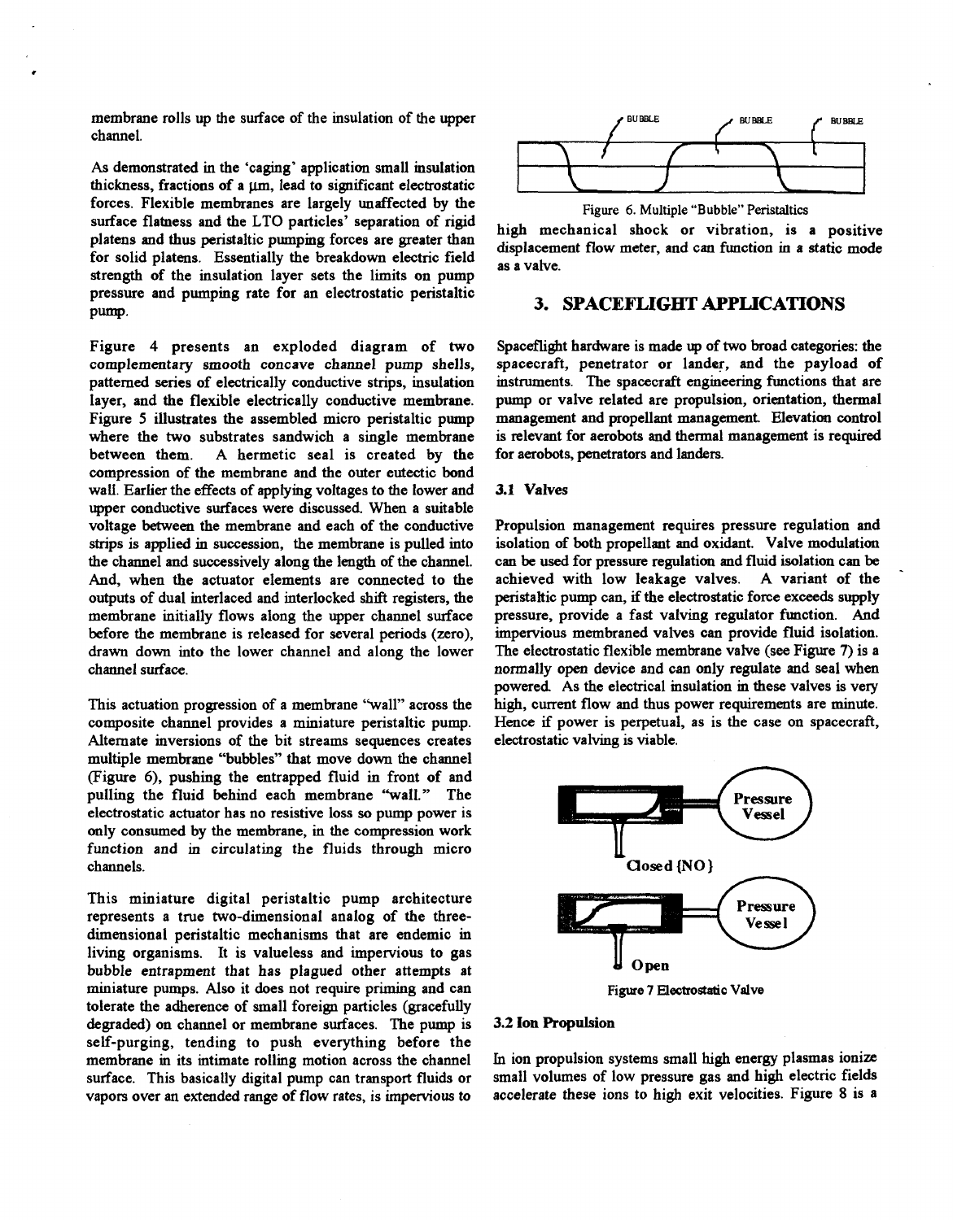membrane rolls up the surface of the insulation of the upper channel.

As demonstrated in the 'caging' application small insulation thickness, fractions of a μm, lead to significant electrostatic forces. Flexible membranes are largely unaffected by the surface flatness and the LTO particles' separation of rigid platens and thus peristaltic pumping forces are greater than for solid platens. Essentially the breakdown electric field strength of the insulation layer sets the limits on pump pressure and pumping rate for an electrostatic peristaltic pump.

Figure 4 presents an exploded diagram of two complementary smooth concave channel pump shells, patterned series of electrically conductive strips, insulation layer, and the flexible electrically conductive membrane. Figure 5 illustrates the assembled micro peristaltic pump where the two substrates sandwich a single membrane between them. A hermetic seal is created by the compression of the membrane and the outer eutectic bond wall. Earlier the effects of applying voltages to the lower and upper conductive surfaces were discussed. When a suitable voltage between the membrane and each of the conductive strips is applied in succession, the membrane is pulled into the channel and successively along the length of the channel. And, when the actuator elements are connected to the outputs of dual interlaced and interlocked shift registers, the membrane initially flows along the upper channel surface before the membrane is released for several periods (zero), drawn down into the lower channel and along the lower channel surface.

This actuation progression of a membrane "wall" across the composite channel provides a miniature peristaltic pump. Alternate inversions of the bit streams sequences creates multiple membrane "bubbles" that move down the channel (Figure 6), pushing the entrapped fluid in front of and pulling the fluid behind each membrane "wall." The electrostatic actuator has no resistive loss so pump power is only consumed by the membrane, in the compression work function and in circulating the fluids through micro channels.

This miniature digital peristaltic pump architecture represents a true two-dimensional analog of the three-dimensional peristaltic mechanisms that are endemic in living organisms. It is valueless and impervious to gas bubble entrapment that has plagued other attempts at miniature pumps. Also it does not require priming and can tolerate the adherence of small foreign particles (gracefully degraded) on channel or membrane surfaces. The pump is self-purging, tending to push everything before the membrane in its intimate rolling motion across the channel surface. This basically digital pump can transport fluids or vapors over an extended range of flow rates, is impervious to high mechanical shock or vibration, is a positive displacement flow meter, and can function in a static mode as a valve.

Figure 6. Multiple "Bubble" Peristaltics

## 3. SPACEFLIGHT APPLICATIONS

Spaceflight hardware is made up of two broad categories: the spacecraft, penetrator or lander, and the payload of instruments. The spacecraft engineering functions that are pump or valve related are propulsion, orientation, thermal management and propellant management. Elevation control is relevant for aerobots and thermal management is required for aerobots, penetrators and landers.

### 3.1 Valves

Propulsion management requires pressure regulation and isolation of both propellant and oxidant. Valve modulation can be used for pressure regulation and fluid isolation can be achieved with low leakage valves. A variant of the peristaltic pump can, if the electrostatic force exceeds supply pressure, provide a fast valving regulator function. And impervious membraned valves can provide fluid isolation. The electrostatic flexible membrane valve (see Figure 7) is a normally open device and can only regulate and seal when powered. As the electrical insulation in these valves is very high, current flow and thus power requirements are minute. Hence if power is perpetual, as is the case on spacecraft, electrostatic valving is viable.

Figure 7 Electrostatic Valve

### 3.2 Ion Propulsion

In ion propulsion systems small high energy plasmas ionize small volumes of low pressure gas and high electric fields accelerate these ions to high exit velocities. Figure 8 is a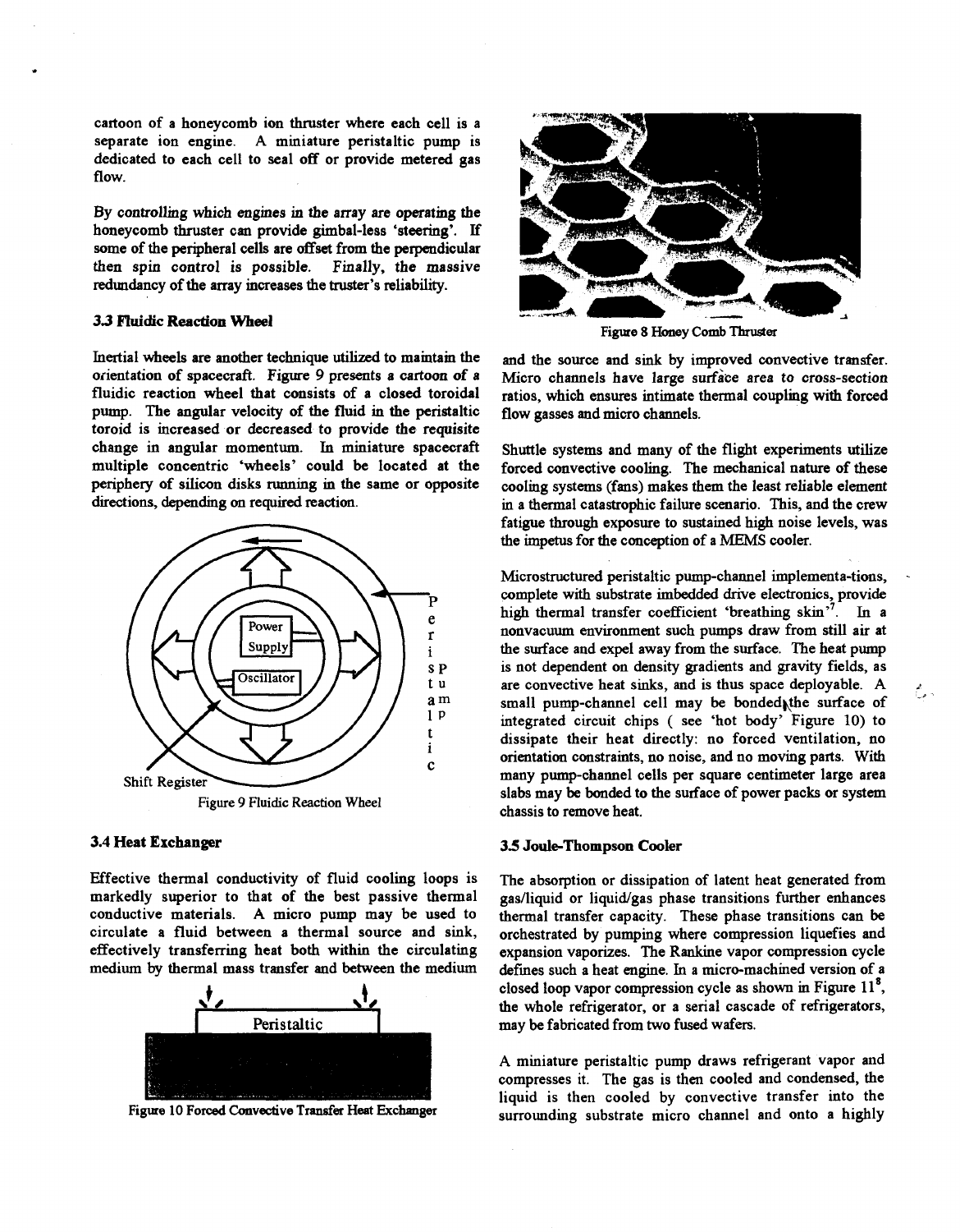cartoon of a honeycomb ion thruster where each cell is a separate ion engine. A miniature peristaltic pump is dedicated to each cell to seal off or provide metered gas flow.

By controlling which engines in the array are operating the honeycomb thruster can provide gimbal-less 'steering'. If some of the peripheral cells are offset from the perpendicular then spin control is possible. Finally, the massive redundancy of the array increases the truster's reliability.

Figure 8 Honey Comb Thruster

### 3.3 Fluidic Reaction Wheel

Inertial wheels are another technique utilized to maintain the orientation of spacecraft. Figure 9 presents a cartoon of a fluidic reaction wheel that consists of a closed toroidal pump. The angular velocity of the fluid in the peristaltic toroid is increased or decreased to provide the requisite change in angular momentum. In miniature spacecraft multiple concentric 'wheels' could be located at the periphery of silicon disks running in the same or opposite directions, depending on required reaction.

Figure 9 Fluidic Reaction Wheel

### 3.4 Heat Exchanger

Effective thermal conductivity of fluid cooling loops is markedly superior to that of the best passive thermal conductive materials. A micro pump may be used to circulate a fluid between a thermal source and sink, effectively transferring heat both within the circulating medium by thermal mass transfer and between the medium and the source and sink by improved convective transfer. Micro channels have large surface area to cross-section ratios, which ensures intimate thermal coupling with forced flow gasses and micro channels.

Figure 10 Forced Convective Transfer Heat Exchanger

Shuttle systems and many of the flight experiments utilize forced convective cooling. The mechanical nature of these cooling systems (fans) makes them the least reliable element in a thermal catastrophic failure scenario. This, and the crew fatigue through exposure to sustained high noise levels, was the impetus for the conception of a MEMS cooler.

Microstructured peristaltic pump-channel implementa-tions, complete with substrate imbedded drive electronics, provide high thermal transfer coefficient 'breathing skin'[7]. In a nonvacuum environment such pumps draw from still air at the surface and expel away from the surface. The heat pump is not dependent on density gradients and gravity fields, as are convective heat sinks, and is thus space deployable. A small pump-channel cell may be bonded the surface of integrated circuit chips ( see 'hot body' Figure 10) to dissipate their heat directly: no forced ventilation, no orientation constraints, no noise, and no moving parts. With many pump-channel cells per square centimeter large area slabs may be bonded to the surface of power packs or system chassis to remove heat.

### 3.5 Joule-Thompson Cooler

The absorption or dissipation of latent heat generated from gas/liquid or liquid/gas phase transitions further enhances thermal transfer capacity. These phase transitions can be orchestrated by pumping where compression liquefies and expansion vaporizes. The Rankine vapor compression cycle defines such a heat engine. In a micro-machined version of a closed loop vapor compression cycle as shown in Figure 11[8], the whole refrigerator, or a serial cascade of refrigerators, may be fabricated from two fused wafers.

A miniature peristaltic pump draws refrigerant vapor and compresses it. The gas is then cooled and condensed, the liquid is then cooled by convective transfer into the surrounding substrate micro channel and onto a highly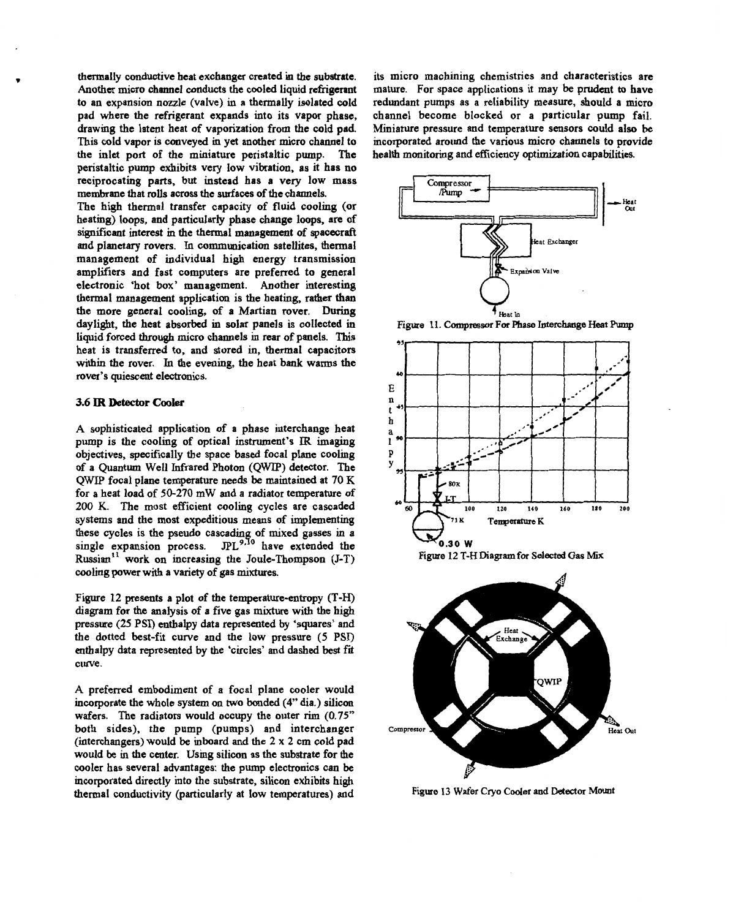thermally conductive heat exchanger created in the substrate. Another micro channel conducts the cooled liquid refrigerant to an expansion nozzle (valve) in a thermally isolated cold pad where the refrigerant expands into its vapor phase, drawing the latent heat of vaporization from the cold pad. This cold vapor is conveyed in yet another micro channel to the inlet port of the miniature peristaltic pump. The peristaltic pump exhibits very low vibration, as it has no reciprocating parts, but instead has a very low mass membrane that rolls across the surfaces of the channels.

The high thermal transfer capacity of fluid cooling (or heating) loops, and particularly phase change loops, are of significant interest in the thermal management of spacecraft and planetary rovers. In communication satellites, thermal management of individual high energy transmission amplifiers and fast computers are preferred to general electronic 'hot box' management. Another interesting thermal management application is the heating, rather than the more general cooling, of a Martian rover. During daylight, the heat absorbed in solar panels is collected in liquid forced through micro channels in rear of panels. This heat is transferred to, and stored in, thermal capacitors within the rover. In the evening, the heat bank warms the rover's quiescent electronics.

### 3.6 IR Detector Cooler

A sophisticated application of a phase interchange heat pump is the cooling of optical instrument's IR imaging objectives, specifically the space based focal plane cooling of a Quantum Well Infrared Photon (QWIP) detector. The QWIP focal plane temperature needs be maintained at 70 K for a heat load of 50-270 mW and a radiator temperature of 200 K. The most efficient cooling cycles are cascaded systems and the most expeditious means of implementing these cycles is the pseudo cascading of mixed gasses in a single expansion process. JPL[9,10] have extended the Russian[11] work on increasing the Joule-Thompson (J-T) cooling power with a variety of gas mixtures.

Figure 12 presents a plot of the temperature-entropy (T-H) diagram for the analysis of a five gas mixture with the high pressure (25 PSI) enthalpy data represented by 'squares' and the dotted best-fit curve and the low pressure (5 PSI) enthalpy data represented by the 'circles' and dashed best fit curve.

A preferred embodiment of a focal plane cooler would incorporate the whole system on two bonded (4" dia.) silicon wafers. The radiators would occupy the outer rim (0.75" both sides), the pump (pumps) and interchanger (interchangers) would be inboard and the 2 x 2 cm cold pad would be in the center. Using silicon as the substrate for the cooler has several advantages: the pump electronics can be incorporated directly into the substrate, silicon exhibits high thermal conductivity (particularly at low temperatures) and its micro machining chemistries and characteristics are mature. For space applications it may be prudent to have redundant pumps as a reliability measure, should a micro channel become blocked or a particular pump fail. Miniature pressure and temperature sensors could also be incorporated around the various micro channels to provide health monitoring and efficiency optimization capabilities.

Figure 11. Compressor For Phase Interchange Heat Pump

Figure 12 T-H Diagram for Selected Gas Mix

Figure 13 Wafer Cryo Cooler and Detector Mount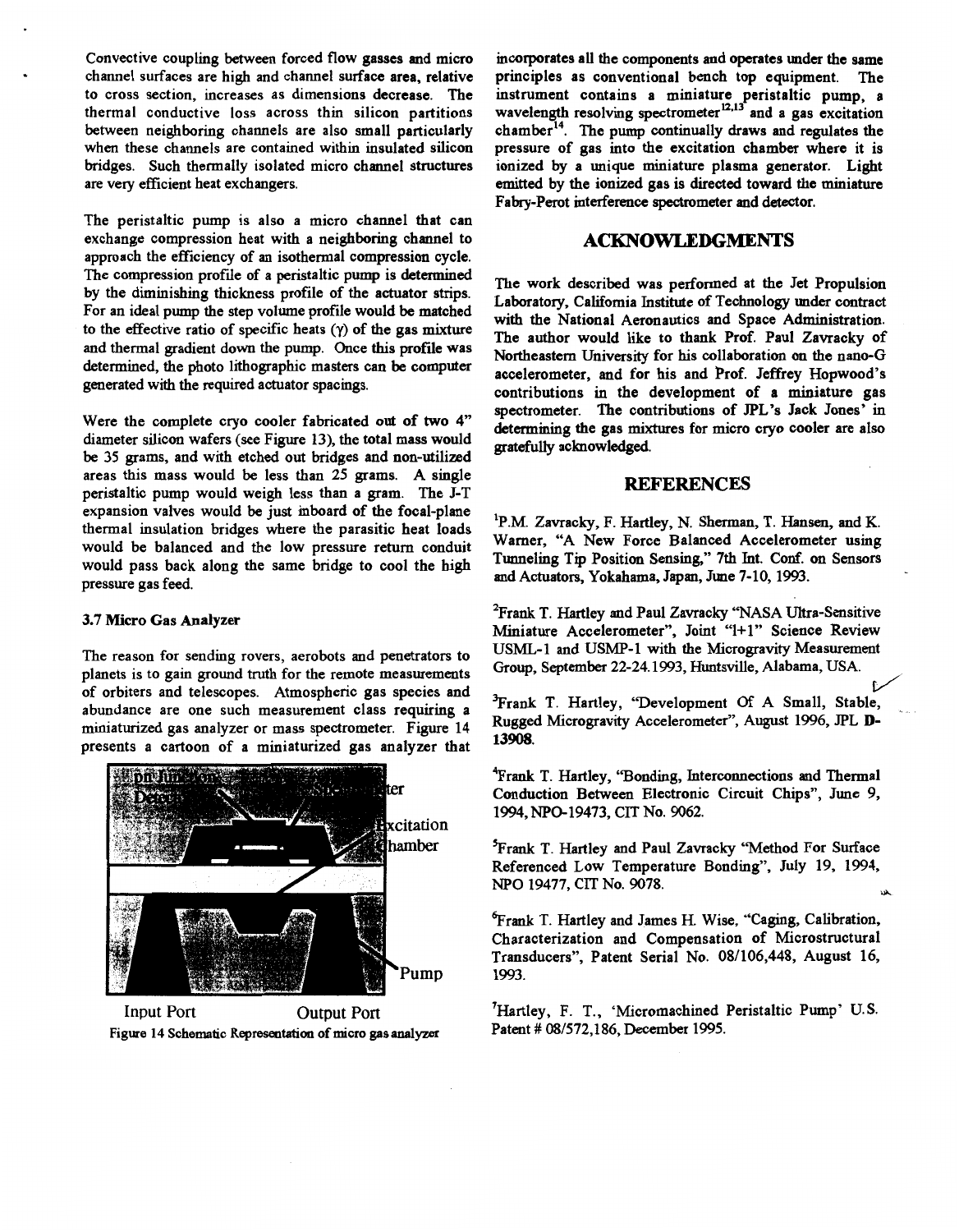Convective coupling between forced flow gasses and micro channel surfaces are high and channel surface area, relative to cross section, increases as dimensions decrease. The thermal conductive loss across thin silicon partitions between neighboring channels are also small particularly when these channels are contained within insulated silicon bridges. Such thermally isolated micro channel structures are very efficient heat exchangers.

The peristaltic pump is also a micro channel that can exchange compression heat with a neighboring channel to approach the efficiency of an isothermal compression cycle. The compression profile of a peristaltic pump is determined by the diminishing thickness profile of the actuator strips. For an ideal pump the step volume profile would be matched to the effective ratio of specific heats ($\gamma$) of the gas mixture and thermal gradient down the pump. Once this profile was determined, the photo lithographic masters can be computer generated with the required actuator spacings.

Were the complete cryo cooler fabricated out of two 4" diameter silicon wafers (see Figure 13), the total mass would be 35 grams, and with etched out bridges and non-utilized areas this mass would be less than 25 grams. A single peristaltic pump would weigh less than a gram. The J-T expansion valves would be just inboard of the focal-plane thermal insulation bridges where the parasitic heat loads would be balanced and the low pressure return conduit would pass back along the same bridge to cool the high pressure gas feed.

### 3.7 Micro Gas Analyzer

The reason for sending rovers, aerobots and penetrators to planets is to gain ground truth for the remote measurements of orbiters and telescopes. Atmospheric gas species and abundance are one such measurement class requiring a miniaturized gas analyzer or mass spectrometer. Figure 14 presents a cartoon of a miniaturized gas analyzer that incorporates all the components and operates under the same principles as conventional bench top equipment. The instrument contains a miniature peristaltic pump, a wavelength resolving spectrometer[12,13] and a gas excitation chamber[14]. The pump continually draws and regulates the pressure of gas into the excitation chamber where it is ionized by a unique miniature plasma generator. Light emitted by the ionized gas is directed toward the miniature Fabry-Perot interference spectrometer and detector.

Figure 14 Schematic Representation of micro gas analyzer

## ACKNOWLEDGMENTS

The work described was performed at the Jet Propulsion Laboratory, California Institute of Technology under contract with the National Aeronautics and Space Administration. The author would like to thank Prof. Paul Zavracky of Northeastern University for his collaboration on the nano-G accelerometer, and for his and Prof. Jeffrey Hopwood's contributions in the development of a miniature gas spectrometer. The contributions of JPL's Jack Jones' in determining the gas mixtures for micro cryo cooler are also gratefully acknowledged.

## REFERENCES

[1]P.M. Zavracky, F. Hartley, N. Sherman, T. Hansen, and K. Warner, "A New Force Balanced Accelerometer using Tunneling Tip Position Sensing," 7th Int. Conf. on Sensors and Actuators, Yokahama, Japan, June 7-10, 1993.

[2]Frank T. Hartley and Paul Zavracky "NASA Ultra-Sensitive Miniature Accelerometer", Joint "1+1" Science Review USML-1 and USMP-1 with the Microgravity Measurement Group, September 22-24.1993, Huntsville, Alabama, USA.

[3]Frank T. Hartley, "Development Of A Small, Stable, Rugged Microgravity Accelerometer", August 1996, JPL D-13908.

[4]Frank T. Hartley, "Bonding, Interconnections and Thermal Conduction Between Electronic Circuit Chips", June 9, 1994, NPO-19473, CIT No. 9062.

[5]Frank T. Hartley and Paul Zavracky "Method For Surface Referenced Low Temperature Bonding", July 19, 1994, NPO 19477, CIT No. 9078.

[6]Frank T. Hartley and James H. Wise, "Caging, Calibration, Characterization and Compensation of Microstructural Transducers", Patent Serial No. 08/106,448, August 16, 1993.

[7]Hartley, F. T., 'Micromachined Peristaltic Pump' U.S. Patent # 08/572,186, December 1995.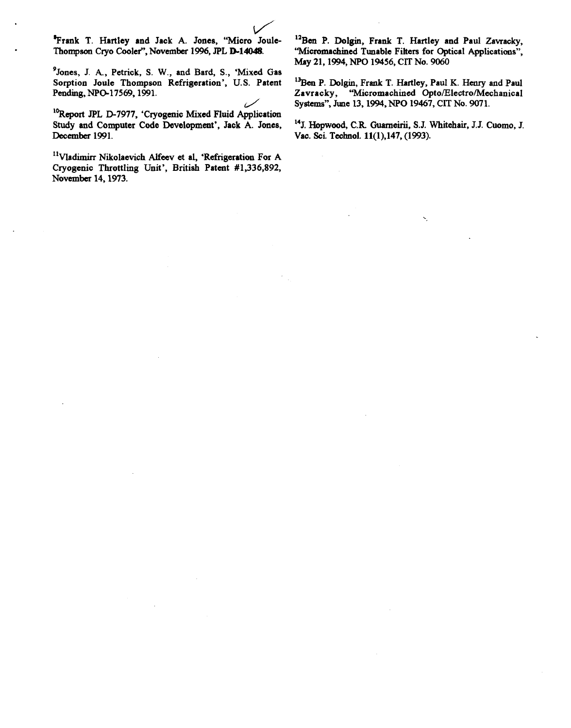[8]Frank T. Hartley and Jack A. Jones, "Micro Joule-Thompson Cryo Cooler", November 1996, JPL D-14048.

[9]Jones, J. A., Petrick, S. W., and Bard, S., 'Mixed Gas Sorption Joule Thompson Refrigeration', U.S. Patent Pending, NPO-17569, 1991.

[10]Report JPL D-7977, 'Cryogenic Mixed Fluid Application Study and Computer Code Development', Jack A. Jones, December 1991.

[11]Vladimirr Nikolaevich Alfeev et al, 'Refrigeration For A Cryogenic Throttling Unit', British Patent #1,336,892, November 14, 1973.

[12]Ben P. Dolgin, Frank T. Hartley and Paul Zavracky, "Micromachined Tunable Filters for Optical Applications", May 21, 1994, NPO 19456, CIT No. 9060

[13]Ben P. Dolgin, Frank T. Hartley, Paul K. Henry and Paul Zavracky, "Micromachined Opto/Electro/Mechanical Systems", June 13, 1994, NPO 19467, CIT No. 9071.

[14]J. Hopwood, C.R. Guarneirii, S.J. Whitehair, J.J. Cuomo, J. Vac. Sci. Technol. 11(1),147, (1993).